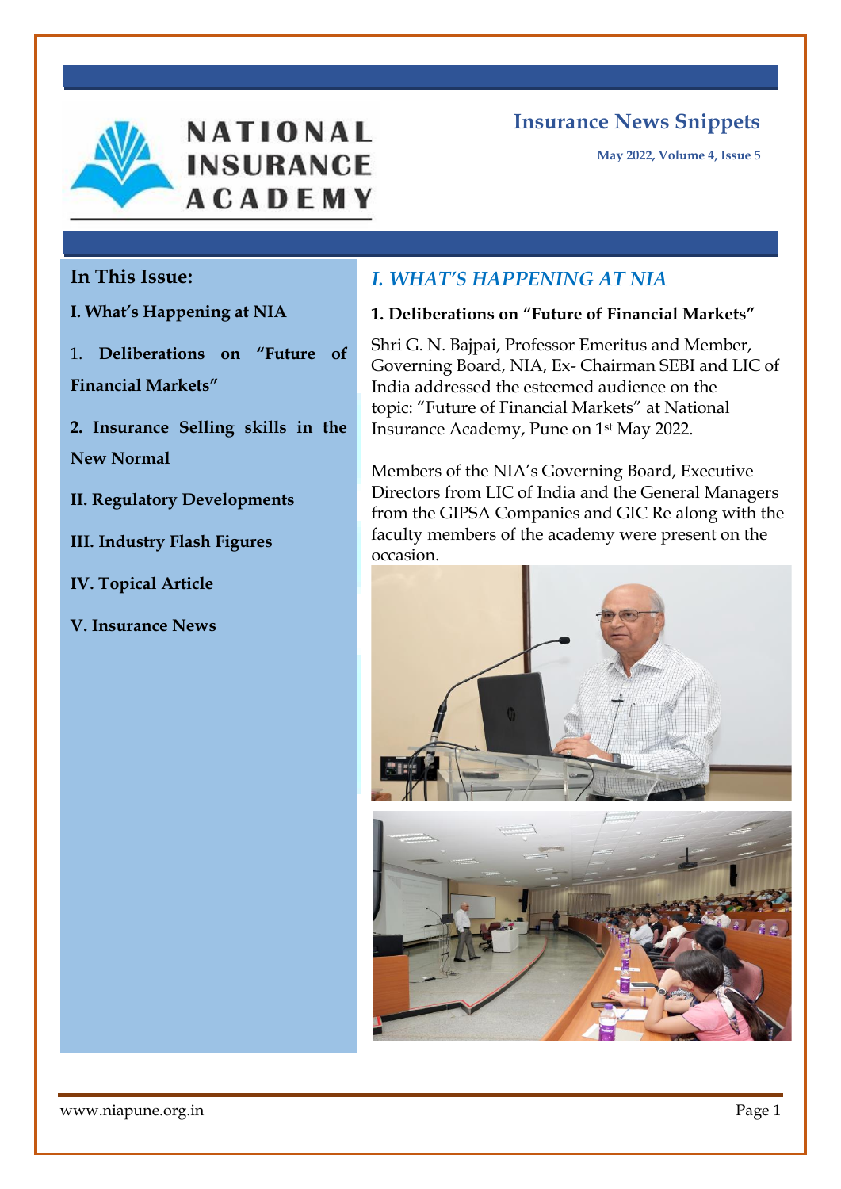NATIONAL INSURANCE ACADEMY

# Insurance News Snippets

May 2022, Volume 4, Issue 5

## In This Issue:

**I. What's Happening at NIA**

1. **Deliberations on "Future of Financial Markets"**

**2. Insurance Selling skills in the New Normal**

**II. Regulatory Developments**

**III. Industry Flash Figures**

**IV. Topical Article**

**V. Insurance News**

## *I. WHAT'S HAPPENING AT NIA*

### 1. Deliberations on "Future of Financial Markets"

Shri G. N. Bajpai, Professor Emeritus and Member, Governing Board, NIA, Ex- Chairman SEBI and LIC of India addressed the esteemed audience on the topic: "Future of Financial Markets" at National Insurance Academy, Pune on 1st May 2022.

Members of the NIA's Governing Board, Executive Directors from LIC of India and the General Managers from the GIPSA Companies and GIC Re along with the faculty members of the academy were present on the occasion.

www.niapune.org.in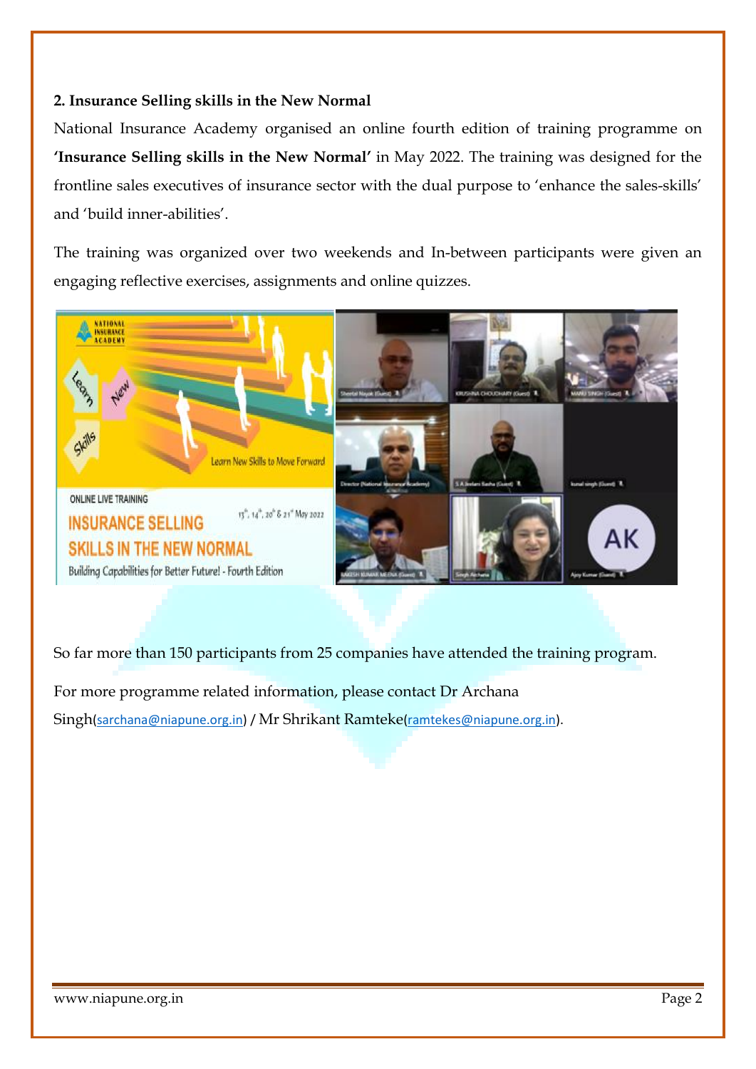## 2. Insurance Selling skills in the New Normal

National Insurance Academy organised an online fourth edition of training programme on **'Insurance Selling skills in the New Normal'** in May 2022. The training was designed for the frontline sales executives of insurance sector with the dual purpose to 'enhance the sales-skills' and 'build inner-abilities'.

The training was organized over two weekends and In-between participants were given an engaging reflective exercises, assignments and online quizzes.

So far more than 150 participants from 25 companies have attended the training program.

For more programme related information, please contact Dr Archana Singh(sarchana@niapune.org.in) / Mr Shrikant Ramteke(ramtekes@niapune.org.in).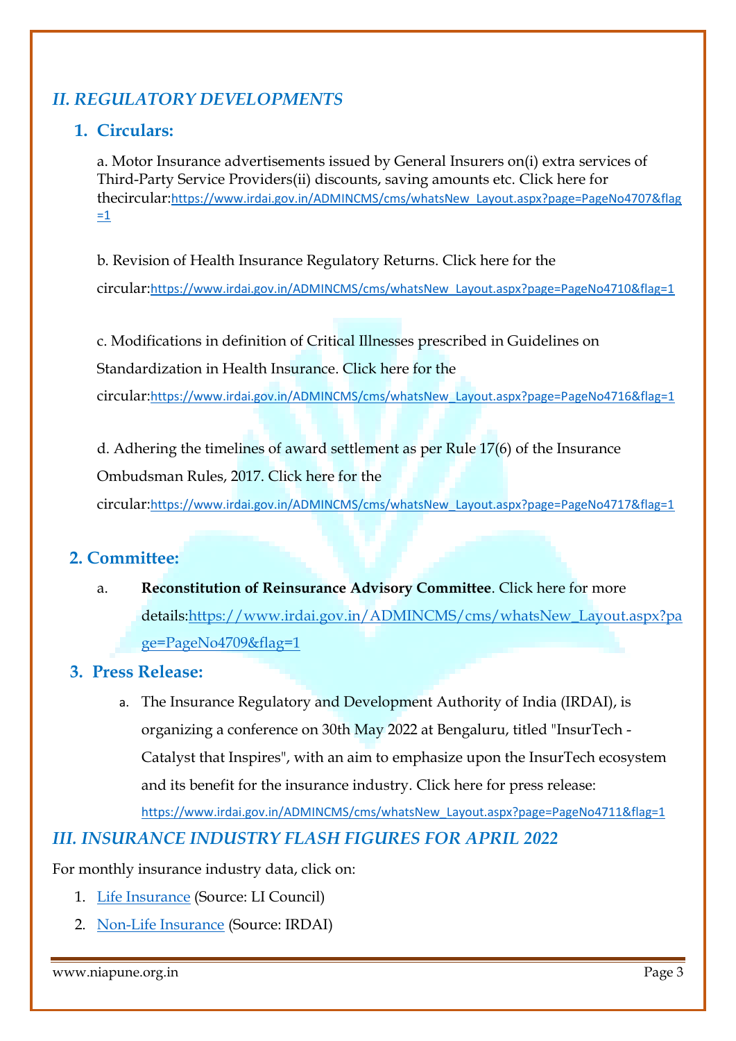## *II. REGULATORY DEVELOPMENTS*

### 1. Circulars:

a. Motor Insurance advertisements issued by General Insurers on(i) extra services of Third-Party Service Providers(ii) discounts, saving amounts etc. Click here for thecircular:https://www.irdai.gov.in/ADMINCMS/cms/whatsNew_Layout.aspx?page=PageNo4707&flag=1

b. Revision of Health Insurance Regulatory Returns. Click here for the circular:https://www.irdai.gov.in/ADMINCMS/cms/whatsNew_Layout.aspx?page=PageNo4710&flag=1

c. Modifications in definition of Critical Illnesses prescribed in Guidelines on Standardization in Health Insurance. Click here for the circular:https://www.irdai.gov.in/ADMINCMS/cms/whatsNew_Layout.aspx?page=PageNo4716&flag=1

d. Adhering the timelines of award settlement as per Rule 17(6) of the Insurance Ombudsman Rules, 2017. Click here for the circular:https://www.irdai.gov.in/ADMINCMS/cms/whatsNew_Layout.aspx?page=PageNo4717&flag=1

### 2. Committee:

a. **Reconstitution of Reinsurance Advisory Committee**. Click here for more details:https://www.irdai.gov.in/ADMINCMS/cms/whatsNew_Layout.aspx?page=PageNo4709&flag=1

### 3. Press Release:

a. The Insurance Regulatory and Development Authority of India (IRDAI), is organizing a conference on 30th May 2022 at Bengaluru, titled "InsurTech - Catalyst that Inspires", with an aim to emphasize upon the InsurTech ecosystem and its benefit for the insurance industry. Click here for press release: https://www.irdai.gov.in/ADMINCMS/cms/whatsNew_Layout.aspx?page=PageNo4711&flag=1

## *III. INSURANCE INDUSTRY FLASH FIGURES FOR APRIL 2022*

For monthly insurance industry data, click on:

1. Life Insurance (Source: LI Council)
2. Non-Life Insurance (Source: IRDAI)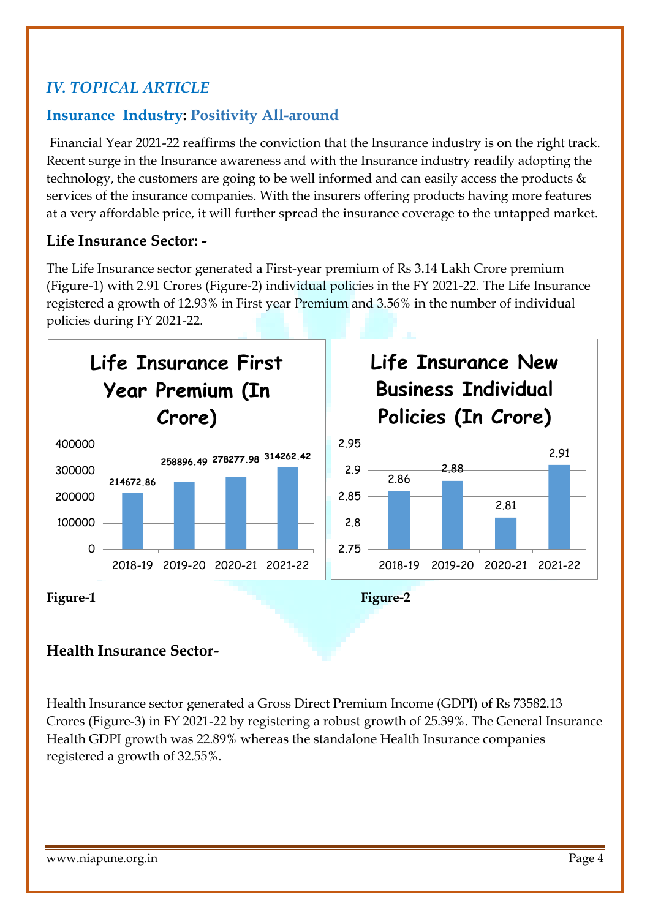## IV. TOPICAL ARTICLE

### Insurance Industry: Positivity All-around

Financial Year 2021-22 reaffirms the conviction that the Insurance industry is on the right track. Recent surge in the Insurance awareness and with the Insurance industry readily adopting the technology, the customers are going to be well informed and can easily access the products & services of the insurance companies. With the insurers offering products having more features at a very affordable price, it will further spread the insurance coverage to the untapped market.

### Life Insurance Sector: -

The Life Insurance sector generated a First-year premium of Rs 3.14 Lakh Crore premium (Figure-1) with 2.91 Crores (Figure-2) individual policies in the FY 2021-22. The Life Insurance registered a growth of 12.93% in First year Premium and 3.56% in the number of individual policies during FY 2021-22.

**Life Insurance First Year Premium (In Crore)**

| Year | Premium |
|---|---|
| 2018-19 | 214672.86 |
| 2019-20 | 258896.49 |
| 2020-21 | 278277.98 |
| 2021-22 | 314262.42 |

**Figure-1**

**Life Insurance New Business Individual Policies (In Crore)**

| Year | Policies |
|---|---|
| 2018-19 | 2.86 |
| 2019-20 | 2.88 |
| 2020-21 | 2.81 |
| 2021-22 | 2.91 |

**Figure-2**

### Health Insurance Sector-

Health Insurance sector generated a Gross Direct Premium Income (GDPI) of Rs 73582.13 Crores (Figure-3) in FY 2021-22 by registering a robust growth of 25.39%. The General Insurance Health GDPI growth was 22.89% whereas the standalone Health Insurance companies registered a growth of 32.55%.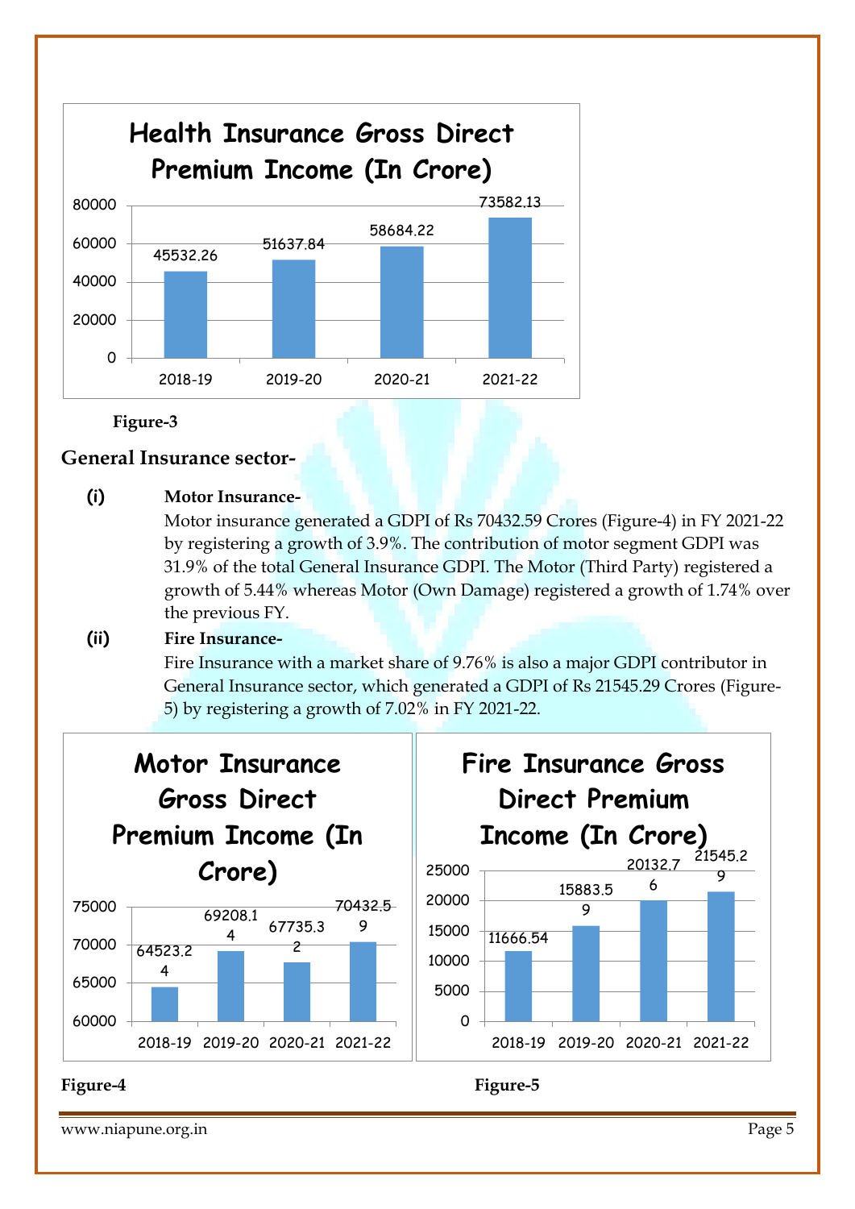**Health Insurance Gross Direct Premium Income (In Crore)**

| Year | GDPI (In Crore) |
|---|---|
| 2018-19 | 45532.26 |
| 2019-20 | 51637.84 |
| 2020-21 | 58684.22 |
| 2021-22 | 73582.13 |

**Figure-3**

### General Insurance sector-

**(i) Motor Insurance-**

Motor insurance generated a GDPI of Rs 70432.59 Crores (Figure-4) in FY 2021-22 by registering a growth of 3.9%. The contribution of motor segment GDPI was 31.9% of the total General Insurance GDPI. The Motor (Third Party) registered a growth of 5.44% whereas Motor (Own Damage) registered a growth of 1.74% over the previous FY.

**(ii) Fire Insurance-**

Fire Insurance with a market share of 9.76% is also a major GDPI contributor in General Insurance sector, which generated a GDPI of Rs 21545.29 Crores (Figure-5) by registering a growth of 7.02% in FY 2021-22.

**Motor Insurance Gross Direct Premium Income (In Crore)**

| Year | GDPI (In Crore) |
|---|---|
| 2018-19 | 64523.24 |
| 2019-20 | 69208.14 |
| 2020-21 | 67735.32 |
| 2021-22 | 70432.59 |

**Figure-4**

**Fire Insurance Gross Direct Premium Income (In Crore)**

| Year | GDPI (In Crore) |
|---|---|
| 2018-19 | 11666.54 |
| 2019-20 | 15883.59 |
| 2020-21 | 20132.76 |
| 2021-22 | 21545.29 |

**Figure-5**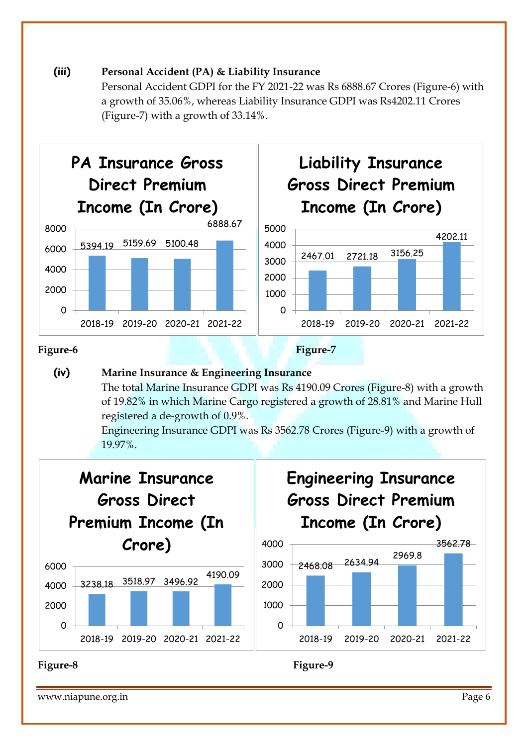**(iii) Personal Accident (PA) & Liability Insurance**

Personal Accident GDPI for the FY 2021-22 was Rs 6888.67 Crores (Figure-6) with a growth of 35.06%, whereas Liability Insurance GDPI was Rs4202.11 Crores (Figure-7) with a growth of 33.14%.

**PA Insurance Gross Direct Premium Income (In Crore)**

| Year | Premium |
|---|---|
| 2018-19 | 5394.19 |
| 2019-20 | 5159.69 |
| 2020-21 | 5100.48 |
| 2021-22 | 6888.67 |

**Figure-6**

**Liability Insurance Gross Direct Premium Income (In Crore)**

| Year | Premium |
|---|---|
| 2018-19 | 2467.01 |
| 2019-20 | 2721.18 |
| 2020-21 | 3156.25 |
| 2021-22 | 4202.11 |

**Figure-7**

**(iv) Marine Insurance & Engineering Insurance**

The total Marine Insurance GDPI was Rs 4190.09 Crores (Figure-8) with a growth of 19.82% in which Marine Cargo registered a growth of 28.81% and Marine Hull registered a de-growth of 0.9%.

Engineering Insurance GDPI was Rs 3562.78 Crores (Figure-9) with a growth of 19.97%.

**Marine Insurance Gross Direct Premium Income (In Crore)**

| Year | Premium |
|---|---|
| 2018-19 | 3238.18 |
| 2019-20 | 3518.97 |
| 2020-21 | 3496.92 |
| 2021-22 | 4190.09 |

**Figure-8**

**Engineering Insurance Gross Direct Premium Income (In Crore)**

| Year | Premium |
|---|---|
| 2018-19 | 2468.08 |
| 2019-20 | 2634.94 |
| 2020-21 | 2969.8 |
| 2021-22 | 3562.78 |

**Figure-9**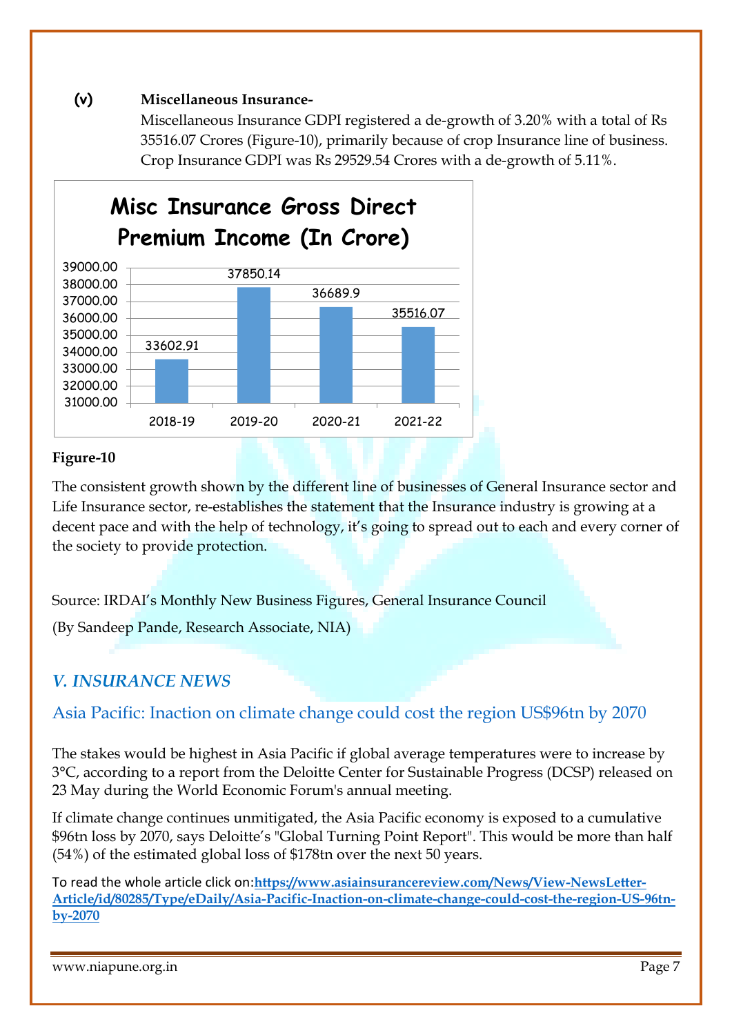**(v) Miscellaneous Insurance-**

Miscellaneous Insurance GDPI registered a de-growth of 3.20% with a total of Rs 35516.07 Crores (Figure-10), primarily because of crop Insurance line of business. Crop Insurance GDPI was Rs 29529.54 Crores with a de-growth of 5.11%.

**Misc Insurance Gross Direct Premium Income (In Crore)**

| Year | Premium (In Crore) |
|---|---|
| 2018-19 | 33602.91 |
| 2019-20 | 37850.14 |
| 2020-21 | 36689.9 |
| 2021-22 | 35516.07 |

**Figure-10**

The consistent growth shown by the different line of businesses of General Insurance sector and Life Insurance sector, re-establishes the statement that the Insurance industry is growing at a decent pace and with the help of technology, it's going to spread out to each and every corner of the society to provide protection.

Source: IRDAI's Monthly New Business Figures, General Insurance Council

(By Sandeep Pande, Research Associate, NIA)

## *V. INSURANCE NEWS*

### Asia Pacific: Inaction on climate change could cost the region US$96tn by 2070

The stakes would be highest in Asia Pacific if global average temperatures were to increase by 3°C, according to a report from the Deloitte Center for Sustainable Progress (DCSP) released on 23 May during the World Economic Forum's annual meeting.

If climate change continues unmitigated, the Asia Pacific economy is exposed to a cumulative $96tn loss by 2070, says Deloitte's "Global Turning Point Report". This would be more than half (54%) of the estimated global loss of $178tn over the next 50 years.

To read the whole article click on:**https://www.asiainsurancereview.com/News/View-NewsLetter-Article/id/80285/Type/eDaily/Asia-Pacific-Inaction-on-climate-change-could-cost-the-region-US-96tn-by-2070**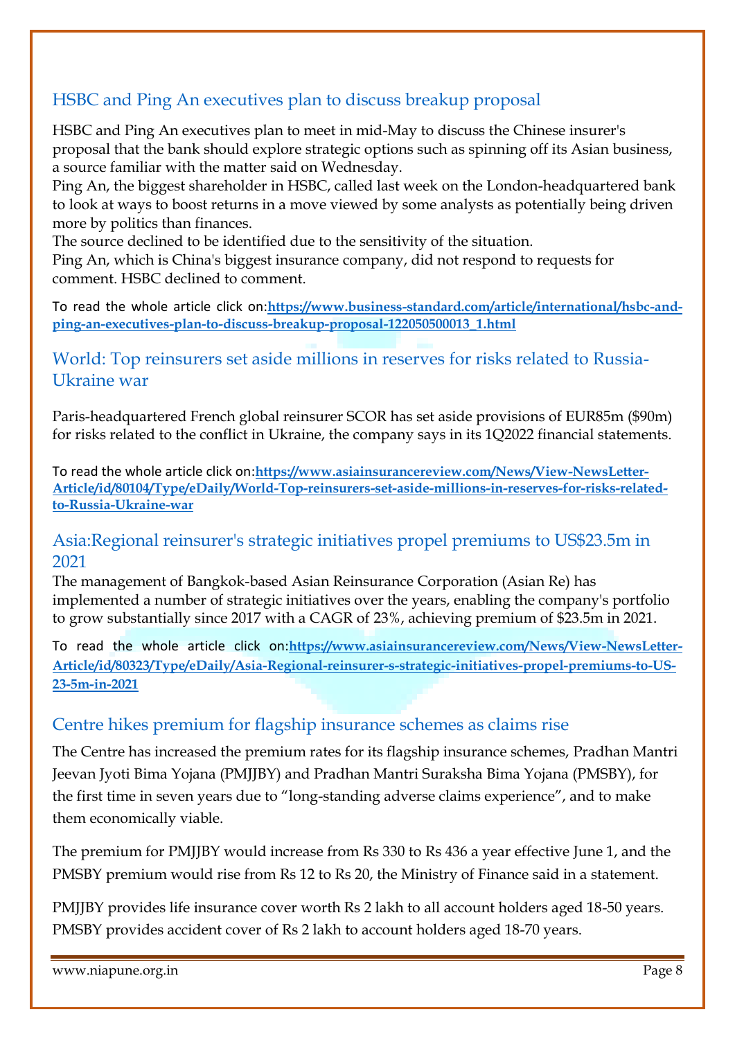## HSBC and Ping An executives plan to discuss breakup proposal

HSBC and Ping An executives plan to meet in mid-May to discuss the Chinese insurer's proposal that the bank should explore strategic options such as spinning off its Asian business, a source familiar with the matter said on Wednesday.

Ping An, the biggest shareholder in HSBC, called last week on the London-headquartered bank to look at ways to boost returns in a move viewed by some analysts as potentially being driven more by politics than finances.

The source declined to be identified due to the sensitivity of the situation.

Ping An, which is China's biggest insurance company, did not respond to requests for comment. HSBC declined to comment.

To read the whole article click on:**https://www.business-standard.com/article/international/hsbc-and-ping-an-executives-plan-to-discuss-breakup-proposal-122050500013_1.html**

## World: Top reinsurers set aside millions in reserves for risks related to Russia-Ukraine war

Paris-headquartered French global reinsurer SCOR has set aside provisions of EUR85m ($90m) for risks related to the conflict in Ukraine, the company says in its 1Q2022 financial statements.

To read the whole article click on:**https://www.asiainsurancereview.com/News/View-NewsLetter-Article/id/80104/Type/eDaily/World-Top-reinsurers-set-aside-millions-in-reserves-for-risks-related-to-Russia-Ukraine-war**

## Asia:Regional reinsurer's strategic initiatives propel premiums to US$23.5m in 2021

The management of Bangkok-based Asian Reinsurance Corporation (Asian Re) has implemented a number of strategic initiatives over the years, enabling the company's portfolio to grow substantially since 2017 with a CAGR of 23%, achieving premium of $23.5m in 2021.

To read the whole article click on:**https://www.asiainsurancereview.com/News/View-NewsLetter-Article/id/80323/Type/eDaily/Asia-Regional-reinsurer-s-strategic-initiatives-propel-premiums-to-US-23-5m-in-2021**

## Centre hikes premium for flagship insurance schemes as claims rise

The Centre has increased the premium rates for its flagship insurance schemes, Pradhan Mantri Jeevan Jyoti Bima Yojana (PMJJBY) and Pradhan Mantri Suraksha Bima Yojana (PMSBY), for the first time in seven years due to "long-standing adverse claims experience", and to make them economically viable.

The premium for PMJJBY would increase from Rs 330 to Rs 436 a year effective June 1, and the PMSBY premium would rise from Rs 12 to Rs 20, the Ministry of Finance said in a statement.

PMJJBY provides life insurance cover worth Rs 2 lakh to all account holders aged 18-50 years. PMSBY provides accident cover of Rs 2 lakh to account holders aged 18-70 years.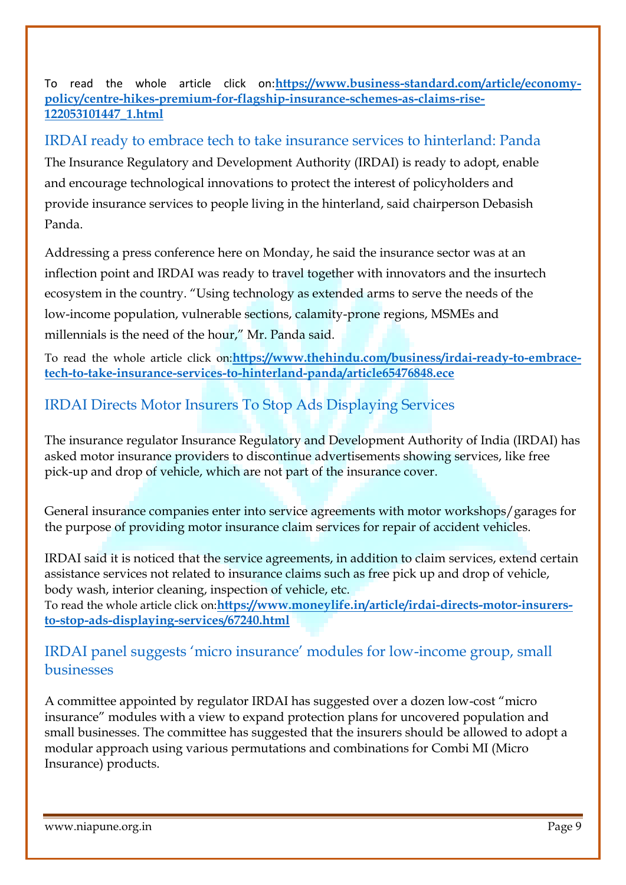To read the whole article click on:**https://www.business-standard.com/article/economy-policy/centre-hikes-premium-for-flagship-insurance-schemes-as-claims-rise-122053101447_1.html**

## IRDAI ready to embrace tech to take insurance services to hinterland: Panda

The Insurance Regulatory and Development Authority (IRDAI) is ready to adopt, enable and encourage technological innovations to protect the interest of policyholders and provide insurance services to people living in the hinterland, said chairperson Debasish Panda.

Addressing a press conference here on Monday, he said the insurance sector was at an inflection point and IRDAI was ready to travel together with innovators and the insurtech ecosystem in the country. "Using technology as extended arms to serve the needs of the low-income population, vulnerable sections, calamity-prone regions, MSMEs and millennials is the need of the hour," Mr. Panda said.

To read the whole article click on:**https://www.thehindu.com/business/irdai-ready-to-embrace-tech-to-take-insurance-services-to-hinterland-panda/article65476848.ece**

## IRDAI Directs Motor Insurers To Stop Ads Displaying Services

The insurance regulator Insurance Regulatory and Development Authority of India (IRDAI) has asked motor insurance providers to discontinue advertisements showing services, like free pick-up and drop of vehicle, which are not part of the insurance cover.

General insurance companies enter into service agreements with motor workshops/garages for the purpose of providing motor insurance claim services for repair of accident vehicles.

IRDAI said it is noticed that the service agreements, in addition to claim services, extend certain assistance services not related to insurance claims such as free pick up and drop of vehicle, body wash, interior cleaning, inspection of vehicle, etc.

To read the whole article click on:**https://www.moneylife.in/article/irdai-directs-motor-insurers-to-stop-ads-displaying-services/67240.html**

## IRDAI panel suggests 'micro insurance' modules for low-income group, small businesses

A committee appointed by regulator IRDAI has suggested over a dozen low-cost "micro insurance" modules with a view to expand protection plans for uncovered population and small businesses. The committee has suggested that the insurers should be allowed to adopt a modular approach using various permutations and combinations for Combi MI (Micro Insurance) products.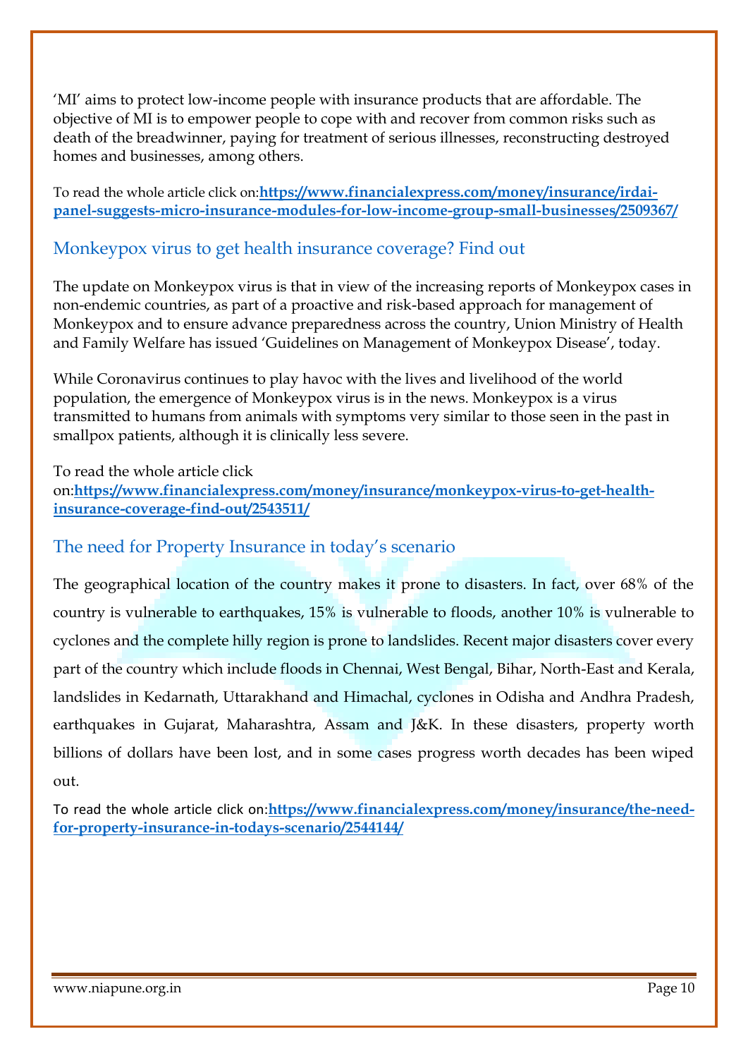'MI' aims to protect low-income people with insurance products that are affordable. The objective of MI is to empower people to cope with and recover from common risks such as death of the breadwinner, paying for treatment of serious illnesses, reconstructing destroyed homes and businesses, among others.

To read the whole article click on:**https://www.financialexpress.com/money/insurance/irdai-panel-suggests-micro-insurance-modules-for-low-income-group-small-businesses/2509367/**

## Monkeypox virus to get health insurance coverage? Find out

The update on Monkeypox virus is that in view of the increasing reports of Monkeypox cases in non-endemic countries, as part of a proactive and risk-based approach for management of Monkeypox and to ensure advance preparedness across the country, Union Ministry of Health and Family Welfare has issued 'Guidelines on Management of Monkeypox Disease', today.

While Coronavirus continues to play havoc with the lives and livelihood of the world population, the emergence of Monkeypox virus is in the news. Monkeypox is a virus transmitted to humans from animals with symptoms very similar to those seen in the past in smallpox patients, although it is clinically less severe.

To read the whole article click on:**https://www.financialexpress.com/money/insurance/monkeypox-virus-to-get-health-insurance-coverage-find-out/2543511/**

## The need for Property Insurance in today's scenario

The geographical location of the country makes it prone to disasters. In fact, over 68% of the country is vulnerable to earthquakes, 15% is vulnerable to floods, another 10% is vulnerable to cyclones and the complete hilly region is prone to landslides. Recent major disasters cover every part of the country which include floods in Chennai, West Bengal, Bihar, North-East and Kerala, landslides in Kedarnath, Uttarakhand and Himachal, cyclones in Odisha and Andhra Pradesh, earthquakes in Gujarat, Maharashtra, Assam and J&K. In these disasters, property worth billions of dollars have been lost, and in some cases progress worth decades has been wiped out.

To read the whole article click on:**https://www.financialexpress.com/money/insurance/the-need-for-property-insurance-in-todays-scenario/2544144/**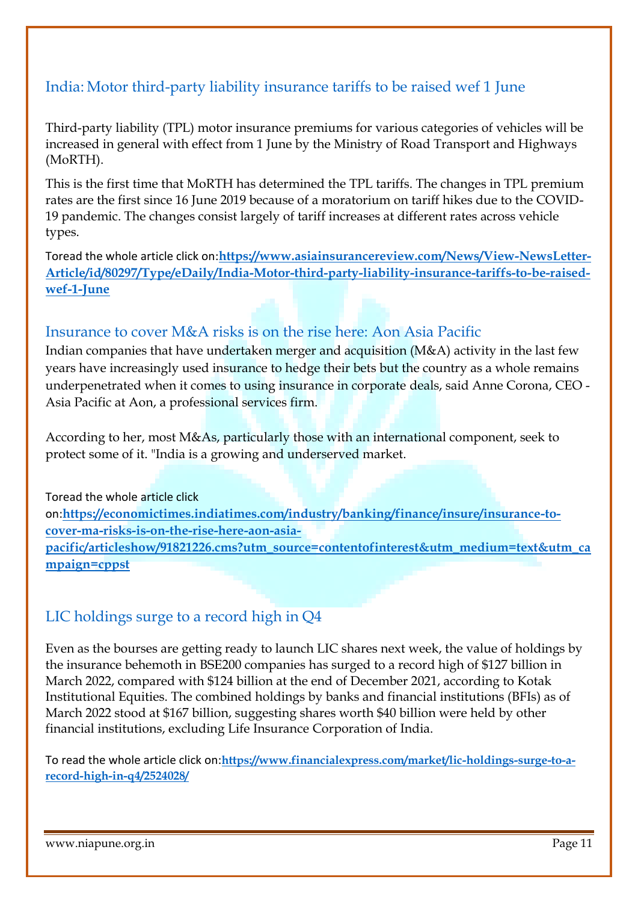## India: Motor third-party liability insurance tariffs to be raised wef 1 June

Third-party liability (TPL) motor insurance premiums for various categories of vehicles will be increased in general with effect from 1 June by the Ministry of Road Transport and Highways (MoRTH).

This is the first time that MoRTH has determined the TPL tariffs. The changes in TPL premium rates are the first since 16 June 2019 because of a moratorium on tariff hikes due to the COVID-19 pandemic. The changes consist largely of tariff increases at different rates across vehicle types.

Toread the whole article click on:**https://www.asiainsurancereview.com/News/View-NewsLetter-Article/id/80297/Type/eDaily/India-Motor-third-party-liability-insurance-tariffs-to-be-raised-wef-1-June**

## Insurance to cover M&A risks is on the rise here: Aon Asia Pacific

Indian companies that have undertaken merger and acquisition (M&A) activity in the last few years have increasingly used insurance to hedge their bets but the country as a whole remains underpenetrated when it comes to using insurance in corporate deals, said Anne Corona, CEO - Asia Pacific at Aon, a professional services firm.

According to her, most M&As, particularly those with an international component, seek to protect some of it. "India is a growing and underserved market.

Toread the whole article click on:**https://economictimes.indiatimes.com/industry/banking/finance/insure/insurance-to-cover-ma-risks-is-on-the-rise-here-aon-asia-pacific/articleshow/91821226.cms?utm_source=contentofinterest&utm_medium=text&utm_campaign=cppst**

## LIC holdings surge to a record high in Q4

Even as the bourses are getting ready to launch LIC shares next week, the value of holdings by the insurance behemoth in BSE200 companies has surged to a record high of $127 billion in March 2022, compared with $124 billion at the end of December 2021, according to Kotak Institutional Equities. The combined holdings by banks and financial institutions (BFIs) as of March 2022 stood at $167 billion, suggesting shares worth $40 billion were held by other financial institutions, excluding Life Insurance Corporation of India.

To read the whole article click on:**https://www.financialexpress.com/market/lic-holdings-surge-to-a-record-high-in-q4/2524028/**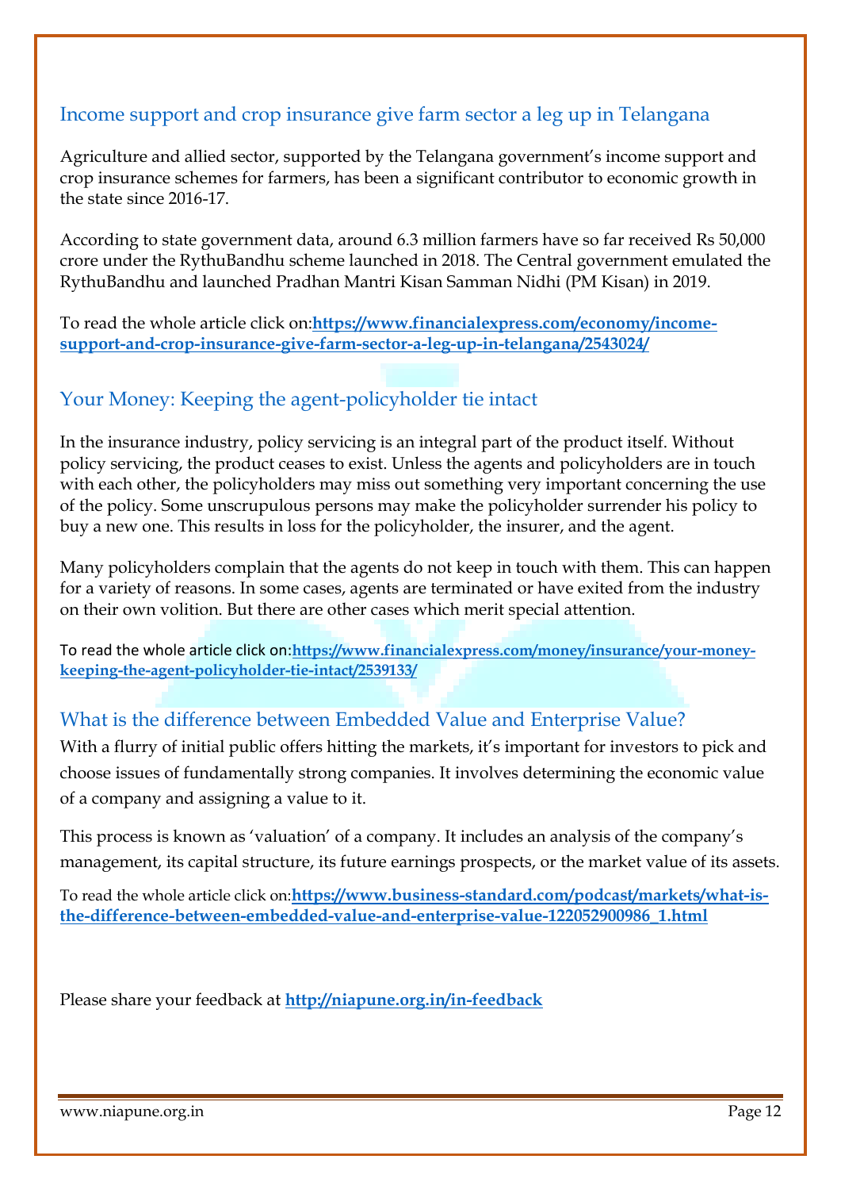## Income support and crop insurance give farm sector a leg up in Telangana

Agriculture and allied sector, supported by the Telangana government's income support and crop insurance schemes for farmers, has been a significant contributor to economic growth in the state since 2016-17.

According to state government data, around 6.3 million farmers have so far received Rs 50,000 crore under the RythuBandhu scheme launched in 2018. The Central government emulated the RythuBandhu and launched Pradhan Mantri Kisan Samman Nidhi (PM Kisan) in 2019.

To read the whole article click on:**https://www.financialexpress.com/economy/income-support-and-crop-insurance-give-farm-sector-a-leg-up-in-telangana/2543024/**

## Your Money: Keeping the agent-policyholder tie intact

In the insurance industry, policy servicing is an integral part of the product itself. Without policy servicing, the product ceases to exist. Unless the agents and policyholders are in touch with each other, the policyholders may miss out something very important concerning the use of the policy. Some unscrupulous persons may make the policyholder surrender his policy to buy a new one. This results in loss for the policyholder, the insurer, and the agent.

Many policyholders complain that the agents do not keep in touch with them. This can happen for a variety of reasons. In some cases, agents are terminated or have exited from the industry on their own volition. But there are other cases which merit special attention.

To read the whole article click on:**https://www.financialexpress.com/money/insurance/your-money-keeping-the-agent-policyholder-tie-intact/2539133/**

## What is the difference between Embedded Value and Enterprise Value?

With a flurry of initial public offers hitting the markets, it's important for investors to pick and choose issues of fundamentally strong companies. It involves determining the economic value of a company and assigning a value to it.

This process is known as 'valuation' of a company. It includes an analysis of the company's management, its capital structure, its future earnings prospects, or the market value of its assets.

To read the whole article click on:**https://www.business-standard.com/podcast/markets/what-is-the-difference-between-embedded-value-and-enterprise-value-122052900986_1.html**

Please share your feedback at **http://niapune.org.in/in-feedback**